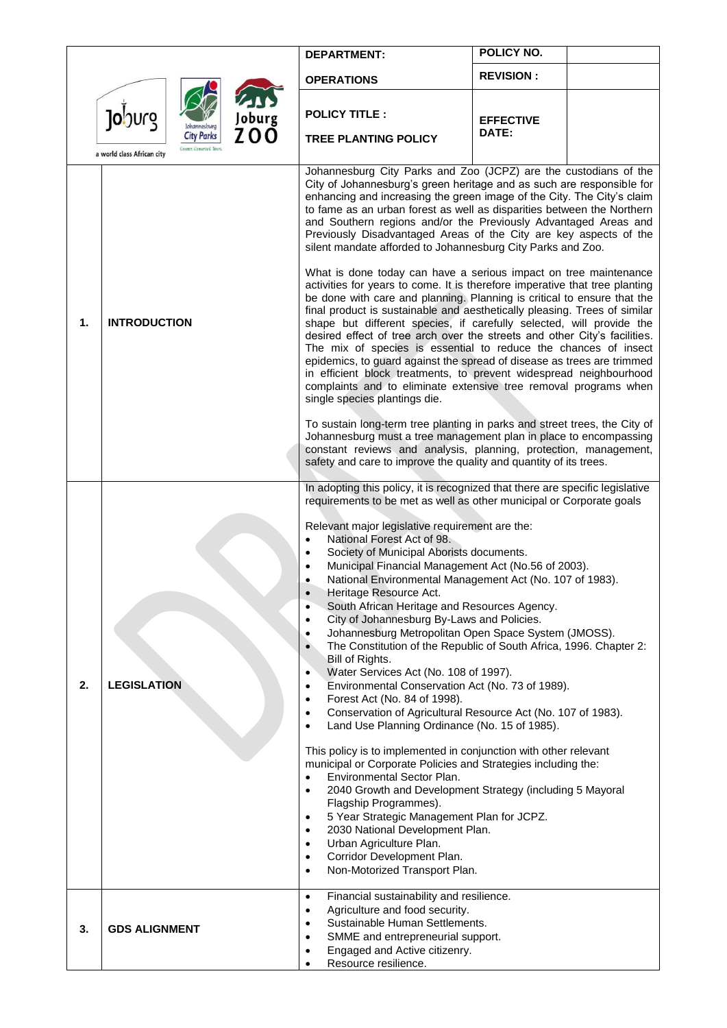| | DEPARTMENT: | POLICY NO. | |
|---|---|---|---|
| Joburg – a world class African city / Johannesburg City Parks / Joburg Zoo | OPERATIONS | REVISION : | |
| | POLICY TITLE : TREE PLANTING POLICY | EFFECTIVE DATE: | |

| | | |
|---|---|---|
| **1.** | **INTRODUCTION** | Johannesburg City Parks and Zoo (JCPZ) are the custodians of the City of Johannesburg's green heritage and as such are responsible for enhancing and increasing the green image of the City. The City's claim to fame as an urban forest as well as disparities between the Northern and Southern regions and/or the Previously Advantaged Areas and Previously Disadvantaged Areas of the City are key aspects of the silent mandate afforded to Johannesburg City Parks and Zoo.<br><br>What is done today can have a serious impact on tree maintenance activities for years to come. It is therefore imperative that tree planting be done with care and planning. Planning is critical to ensure that the final product is sustainable and aesthetically pleasing. Trees of similar shape but different species, if carefully selected, will provide the desired effect of tree arch over the streets and other City's facilities. The mix of species is essential to reduce the chances of insect epidemics, to guard against the spread of disease as trees are trimmed in efficient block treatments, to prevent widespread neighbourhood complaints and to eliminate extensive tree removal programs when single species plantings die.<br><br>To sustain long-term tree planting in parks and street trees, the City of Johannesburg must a tree management plan in place to encompassing constant reviews and analysis, planning, protection, management, safety and care to improve the quality and quantity of its trees. |
| **2.** | **LEGISLATION** | In adopting this policy, it is recognized that there are specific legislative requirements to be met as well as other municipal or Corporate goals<br><br>Relevant major legislative requirement are the:<br>• National Forest Act of 98.<br>• Society of Municipal Aborists documents.<br>• Municipal Financial Management Act (No.56 of 2003).<br>• National Environmental Management Act (No. 107 of 1983).<br>• Heritage Resource Act.<br>• South African Heritage and Resources Agency.<br>• City of Johannesburg By-Laws and Policies.<br>• Johannesburg Metropolitan Open Space System (JMOSS).<br>• The Constitution of the Republic of South Africa, 1996. Chapter 2: Bill of Rights.<br>• Water Services Act (No. 108 of 1997).<br>• Environmental Conservation Act (No. 73 of 1989).<br>• Forest Act (No. 84 of 1998).<br>• Conservation of Agricultural Resource Act (No. 107 of 1983).<br>• Land Use Planning Ordinance (No. 15 of 1985).<br><br>This policy is to implemented in conjunction with other relevant municipal or Corporate Policies and Strategies including the:<br>• Environmental Sector Plan.<br>• 2040 Growth and Development Strategy (including 5 Mayoral Flagship Programmes).<br>• 5 Year Strategic Management Plan for JCPZ.<br>• 2030 National Development Plan.<br>• Urban Agriculture Plan.<br>• Corridor Development Plan.<br>• Non-Motorized Transport Plan. |
| **3.** | **GDS ALIGNMENT** | • Financial sustainability and resilience.<br>• Agriculture and food security.<br>• Sustainable Human Settlements.<br>• SMME and entrepreneurial support.<br>• Engaged and Active citizenry.<br>• Resource resilience. |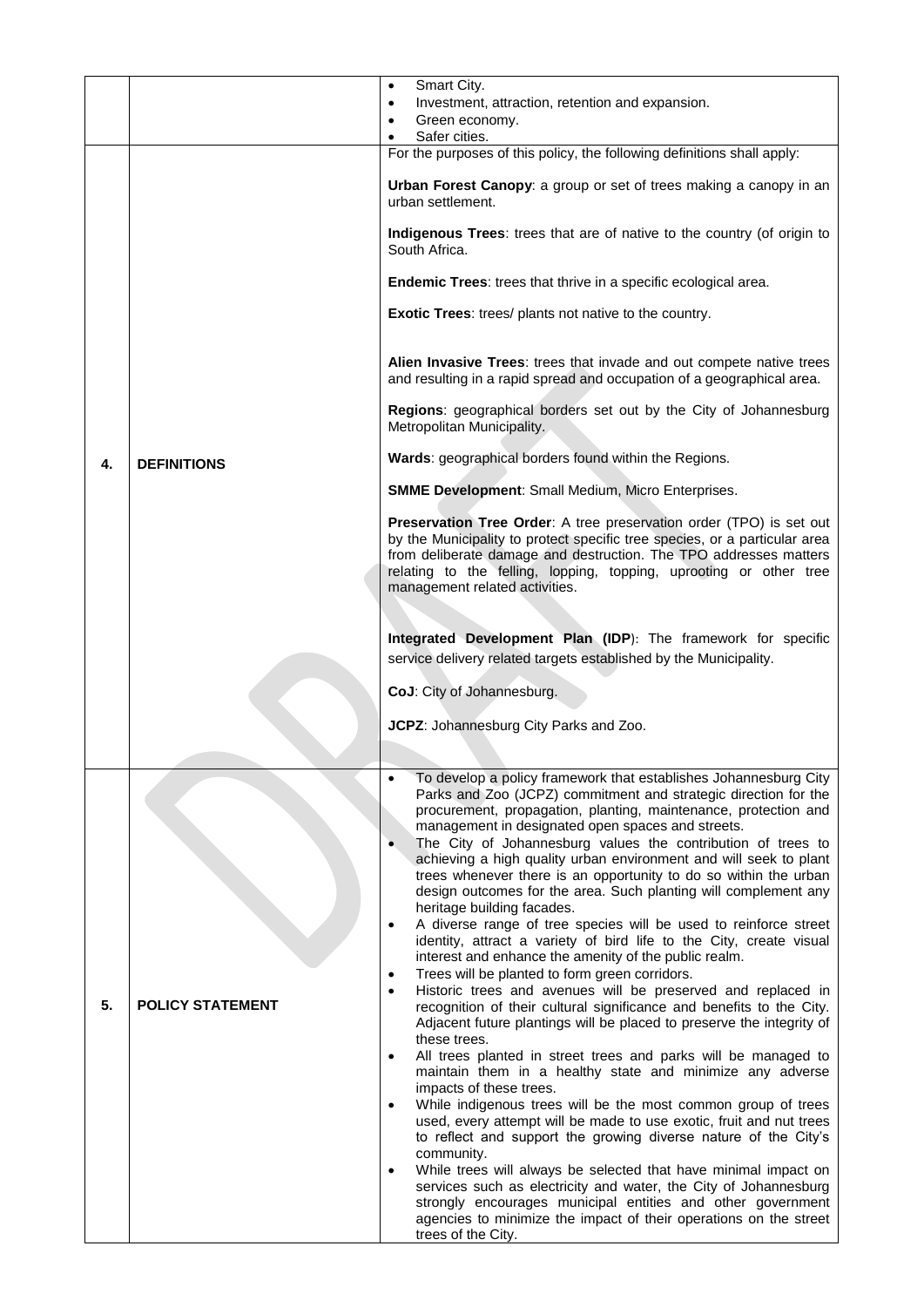| | | |
|---|---|---|
| | | • Smart City.<br>• Investment, attraction, retention and expansion.<br>• Green economy.<br>• Safer cities. |
| **4.** | **DEFINITIONS** | For the purposes of this policy, the following definitions shall apply:<br><br>**Urban Forest Canopy**: a group or set of trees making a canopy in an urban settlement.<br><br>**Indigenous Trees**: trees that are of native to the country (of origin to South Africa.<br><br>**Endemic Trees**: trees that thrive in a specific ecological area.<br><br>**Exotic Trees**: trees/ plants not native to the country.<br><br>**Alien Invasive Trees**: trees that invade and out compete native trees and resulting in a rapid spread and occupation of a geographical area.<br><br>**Regions**: geographical borders set out by the City of Johannesburg Metropolitan Municipality.<br><br>**Wards**: geographical borders found within the Regions.<br><br>**SMME Development**: Small Medium, Micro Enterprises.<br><br>**Preservation Tree Order**: A tree preservation order (TPO) is set out by the Municipality to protect specific tree species, or a particular area from deliberate damage and destruction. The TPO addresses matters relating to the felling, lopping, topping, uprooting or other tree management related activities.<br><br>**Integrated Development Plan (IDP**): The framework for specific service delivery related targets established by the Municipality.<br><br>**CoJ**: City of Johannesburg.<br><br>**JCPZ**: Johannesburg City Parks and Zoo. |
| **5.** | **POLICY STATEMENT** | • To develop a policy framework that establishes Johannesburg City Parks and Zoo (JCPZ) commitment and strategic direction for the procurement, propagation, planting, maintenance, protection and management in designated open spaces and streets.<br>• The City of Johannesburg values the contribution of trees to achieving a high quality urban environment and will seek to plant trees whenever there is an opportunity to do so within the urban design outcomes for the area. Such planting will complement any heritage building facades.<br>• A diverse range of tree species will be used to reinforce street identity, attract a variety of bird life to the City, create visual interest and enhance the amenity of the public realm.<br>• Trees will be planted to form green corridors.<br>• Historic trees and avenues will be preserved and replaced in recognition of their cultural significance and benefits to the City. Adjacent future plantings will be placed to preserve the integrity of these trees.<br>• All trees planted in street trees and parks will be managed to maintain them in a healthy state and minimize any adverse impacts of these trees.<br>• While indigenous trees will be the most common group of trees used, every attempt will be made to use exotic, fruit and nut trees to reflect and support the growing diverse nature of the City's community.<br>• While trees will always be selected that have minimal impact on services such as electricity and water, the City of Johannesburg strongly encourages municipal entities and other government agencies to minimize the impact of their operations on the street trees of the City. |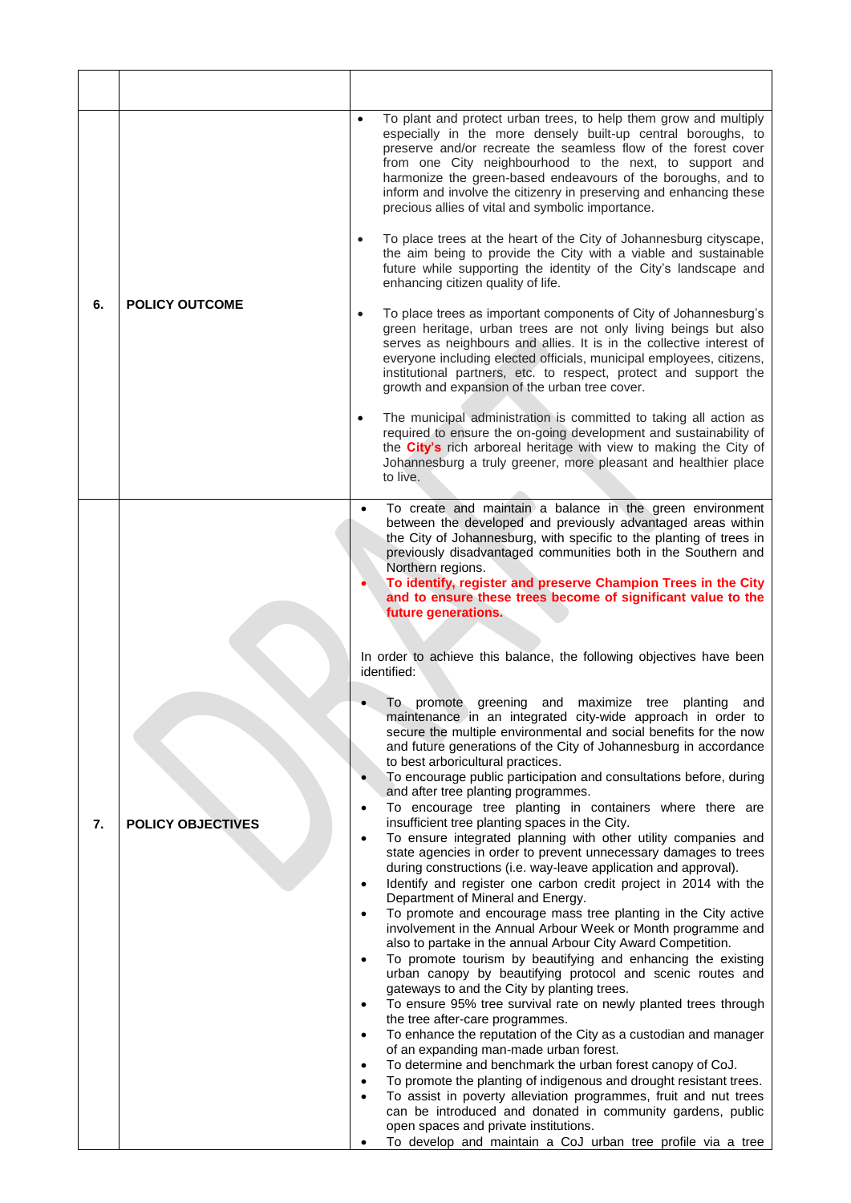| | | |
|---|---|---|
| 6. | **POLICY OUTCOME** | • To plant and protect urban trees, to help them grow and multiply especially in the more densely built-up central boroughs, to preserve and/or recreate the seamless flow of the forest cover from one City neighbourhood to the next, to support and harmonize the green-based endeavours of the boroughs, and to inform and involve the citizenry in preserving and enhancing these precious allies of vital and symbolic importance.<br><br>• To place trees at the heart of the City of Johannesburg cityscape, the aim being to provide the City with a viable and sustainable future while supporting the identity of the City's landscape and enhancing citizen quality of life.<br><br>• To place trees as important components of City of Johannesburg's green heritage, urban trees are not only living beings but also serves as neighbours and allies. It is in the collective interest of everyone including elected officials, municipal employees, citizens, institutional partners, etc. to respect, protect and support the growth and expansion of the urban tree cover.<br><br>• The municipal administration is committed to taking all action as required to ensure the on-going development and sustainability of the **City's** rich arboreal heritage with view to making the City of Johannesburg a truly greener, more pleasant and healthier place to live. |
| 7. | **POLICY OBJECTIVES** | • To create and maintain a balance in the green environment between the developed and previously advantaged areas within the City of Johannesburg, with specific to the planting of trees in previously disadvantaged communities both in the Southern and Northern regions.<br>• **To identify, register and preserve Champion Trees in the City and to ensure these trees become of significant value to the future generations.**<br><br>In order to achieve this balance, the following objectives have been identified:<br><br>• To promote greening and maximize tree planting and maintenance in an integrated city-wide approach in order to secure the multiple environmental and social benefits for the now and future generations of the City of Johannesburg in accordance to best arboricultural practices.<br>• To encourage public participation and consultations before, during and after tree planting programmes.<br>• To encourage tree planting in containers where there are insufficient tree planting spaces in the City.<br>• To ensure integrated planning with other utility companies and state agencies in order to prevent unnecessary damages to trees during constructions (i.e. way-leave application and approval).<br>• Identify and register one carbon credit project in 2014 with the Department of Mineral and Energy.<br>• To promote and encourage mass tree planting in the City active involvement in the Annual Arbour Week or Month programme and also to partake in the annual Arbour City Award Competition.<br>• To promote tourism by beautifying and enhancing the existing urban canopy by beautifying protocol and scenic routes and gateways to and the City by planting trees.<br>• To ensure 95% tree survival rate on newly planted trees through the tree after-care programmes.<br>• To enhance the reputation of the City as a custodian and manager of an expanding man-made urban forest.<br>• To determine and benchmark the urban forest canopy of CoJ.<br>• To promote the planting of indigenous and drought resistant trees.<br>• To assist in poverty alleviation programmes, fruit and nut trees can be introduced and donated in community gardens, public open spaces and private institutions.<br>• To develop and maintain a CoJ urban tree profile via a tree |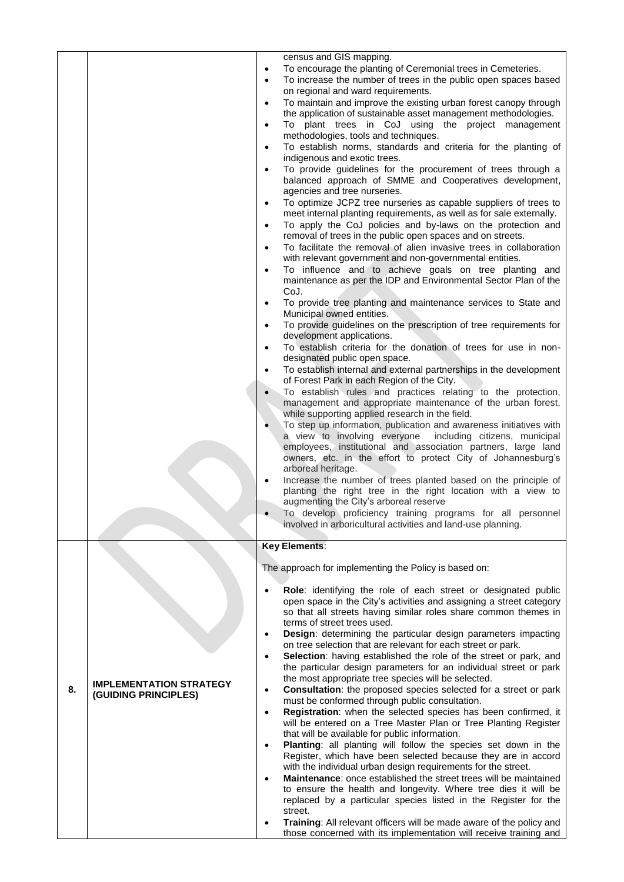| | | |
|---|---|---|
| | | census and GIS mapping.<br>• To encourage the planting of Ceremonial trees in Cemeteries.<br>• To increase the number of trees in the public open spaces based on regional and ward requirements.<br>• To maintain and improve the existing urban forest canopy through the application of sustainable asset management methodologies.<br>• To plant trees in CoJ using the project management methodologies, tools and techniques.<br>• To establish norms, standards and criteria for the planting of indigenous and exotic trees.<br>• To provide guidelines for the procurement of trees through a balanced approach of SMME and Cooperatives development, agencies and tree nurseries.<br>• To optimize JCPZ tree nurseries as capable suppliers of trees to meet internal planting requirements, as well as for sale externally.<br>• To apply the CoJ policies and by-laws on the protection and removal of trees in the public open spaces and on streets.<br>• To facilitate the removal of alien invasive trees in collaboration with relevant government and non-governmental entities.<br>• To influence and to achieve goals on tree planting and maintenance as per the IDP and Environmental Sector Plan of the CoJ.<br>• To provide tree planting and maintenance services to State and Municipal owned entities.<br>• To provide guidelines on the prescription of tree requirements for development applications.<br>• To establish criteria for the donation of trees for use in non-designated public open space.<br>• To establish internal and external partnerships in the development of Forest Park in each Region of the City.<br>• To establish rules and practices relating to the protection, management and appropriate maintenance of the urban forest, while supporting applied research in the field.<br>• To step up information, publication and awareness initiatives with a view to involving everyone including citizens, municipal employees, institutional and association partners, large land owners, etc. in the effort to protect City of Johannesburg's arboreal heritage.<br>• Increase the number of trees planted based on the principle of planting the right tree in the right location with a view to augmenting the City's arboreal reserve<br>• To develop proficiency training programs for all personnel involved in arboricultural activities and land-use planning. |
| **8.** | **IMPLEMENTATION STRATEGY (GUIDING PRINCIPLES)** | **Key Elements**:<br><br>The approach for implementing the Policy is based on:<br><br>• **Role**: identifying the role of each street or designated public open space in the City's activities and assigning a street category so that all streets having similar roles share common themes in terms of street trees used.<br>• **Design**: determining the particular design parameters impacting on tree selection that are relevant for each street or park.<br>• **Selection**: having established the role of the street or park, and the particular design parameters for an individual street or park the most appropriate tree species will be selected.<br>• **Consultation**: the proposed species selected for a street or park must be conformed through public consultation.<br>• **Registration**: when the selected species has been confirmed, it will be entered on a Tree Master Plan or Tree Planting Register that will be available for public information.<br>• **Planting**: all planting will follow the species set down in the Register, which have been selected because they are in accord with the individual urban design requirements for the street.<br>• **Maintenance**: once established the street trees will be maintained to ensure the health and longevity. Where tree dies it will be replaced by a particular species listed in the Register for the street.<br>• **Training**: All relevant officers will be made aware of the policy and those concerned with its implementation will receive training and |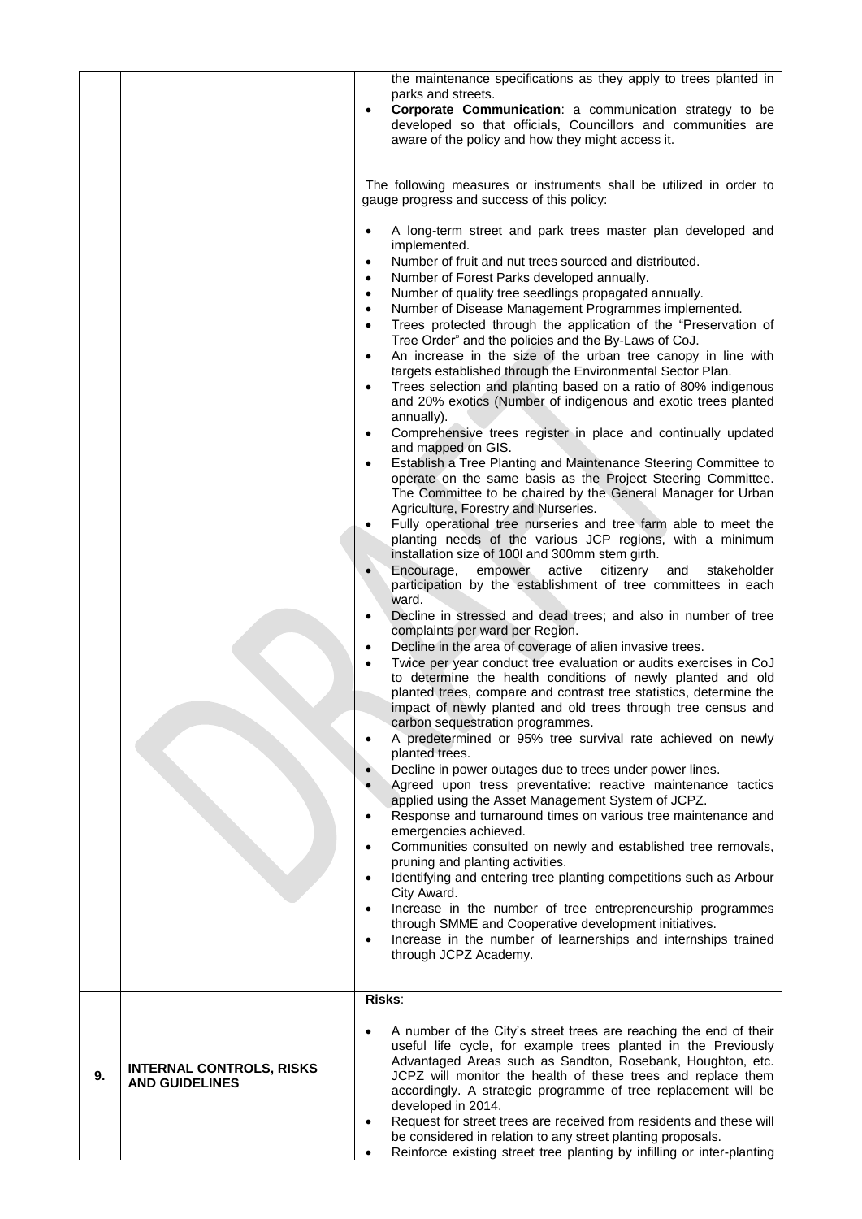| | | |
|---|---|---|
| | | the maintenance specifications as they apply to trees planted in parks and streets.<br>• **Corporate Communication**: a communication strategy to be developed so that officials, Councillors and communities are aware of the policy and how they might access it.<br><br>The following measures or instruments shall be utilized in order to gauge progress and success of this policy:<br><br>• A long-term street and park trees master plan developed and implemented.<br>• Number of fruit and nut trees sourced and distributed.<br>• Number of Forest Parks developed annually.<br>• Number of quality tree seedlings propagated annually.<br>• Number of Disease Management Programmes implemented.<br>• Trees protected through the application of the "Preservation of Tree Order" and the policies and the By-Laws of CoJ.<br>• An increase in the size of the urban tree canopy in line with targets established through the Environmental Sector Plan.<br>• Trees selection and planting based on a ratio of 80% indigenous and 20% exotics (Number of indigenous and exotic trees planted annually).<br>• Comprehensive trees register in place and continually updated and mapped on GIS.<br>• Establish a Tree Planting and Maintenance Steering Committee to operate on the same basis as the Project Steering Committee. The Committee to be chaired by the General Manager for Urban Agriculture, Forestry and Nurseries.<br>• Fully operational tree nurseries and tree farm able to meet the planting needs of the various JCP regions, with a minimum installation size of 100l and 300mm stem girth.<br>• Encourage, empower active citizenry and stakeholder participation by the establishment of tree committees in each ward.<br>• Decline in stressed and dead trees; and also in number of tree complaints per ward per Region.<br>• Decline in the area of coverage of alien invasive trees.<br>• Twice per year conduct tree evaluation or audits exercises in CoJ to determine the health conditions of newly planted and old planted trees, compare and contrast tree statistics, determine the impact of newly planted and old trees through tree census and carbon sequestration programmes.<br>• A predetermined or 95% tree survival rate achieved on newly planted trees.<br>• Decline in power outages due to trees under power lines.<br>• Agreed upon tress preventative: reactive maintenance tactics applied using the Asset Management System of JCPZ.<br>• Response and turnaround times on various tree maintenance and emergencies achieved.<br>• Communities consulted on newly and established tree removals, pruning and planting activities.<br>• Identifying and entering tree planting competitions such as Arbour City Award.<br>• Increase in the number of tree entrepreneurship programmes through SMME and Cooperative development initiatives.<br>• Increase in the number of learnerships and internships trained through JCPZ Academy. |
| 9. | **INTERNAL CONTROLS, RISKS AND GUIDELINES** | **Risks**:<br><br>• A number of the City's street trees are reaching the end of their useful life cycle, for example trees planted in the Previously Advantaged Areas such as Sandton, Rosebank, Houghton, etc. JCPZ will monitor the health of these trees and replace them accordingly. A strategic programme of tree replacement will be developed in 2014.<br>• Request for street trees are received from residents and these will be considered in relation to any street planting proposals.<br>• Reinforce existing street tree planting by infilling or inter-planting |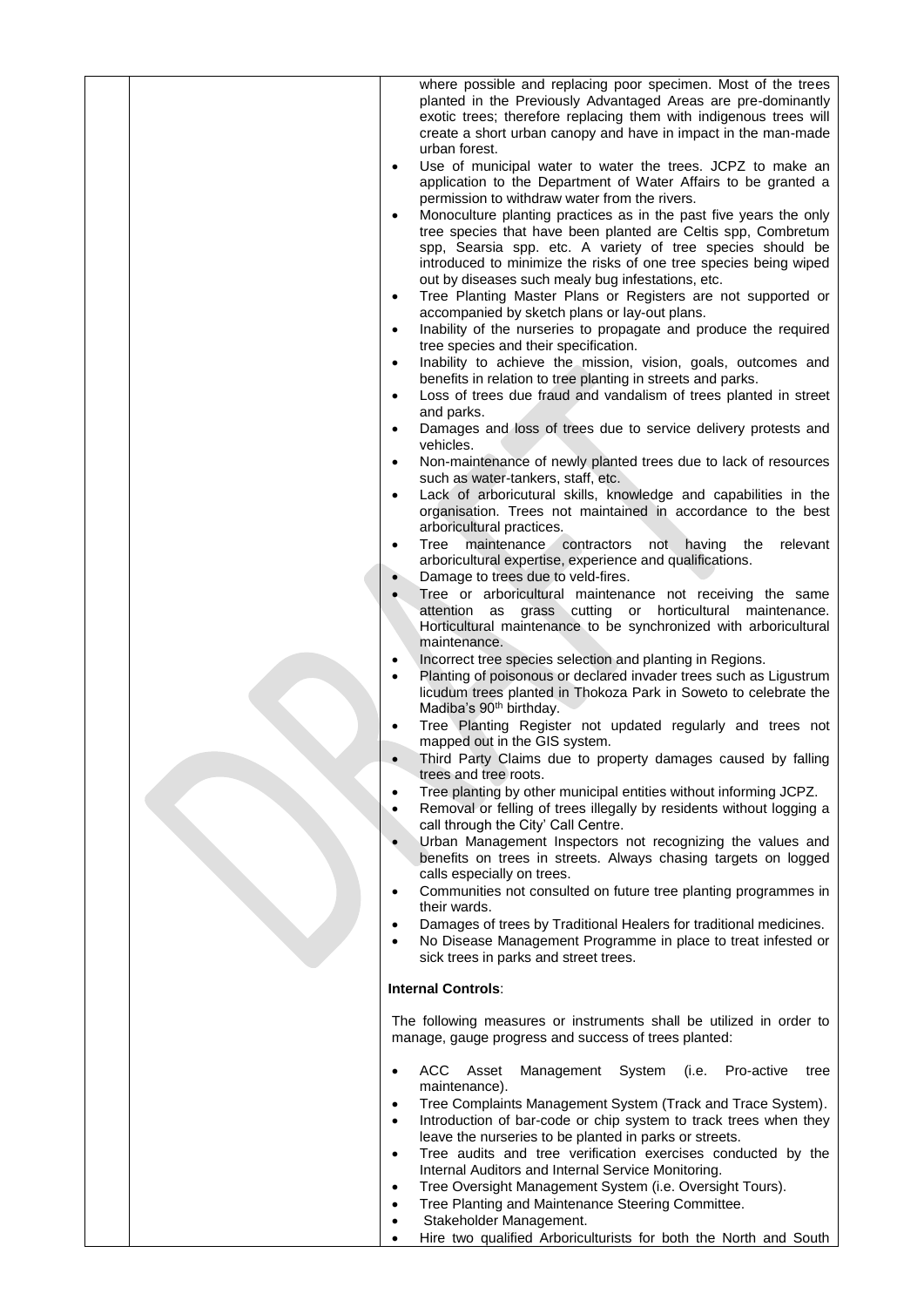where possible and replacing poor specimen. Most of the trees planted in the Previously Advantaged Areas are pre-dominantly exotic trees; therefore replacing them with indigenous trees will create a short urban canopy and have in impact in the man-made urban forest.

- Use of municipal water to water the trees. JCPZ to make an application to the Department of Water Affairs to be granted a permission to withdraw water from the rivers.
- Monoculture planting practices as in the past five years the only tree species that have been planted are Celtis spp, Combretum spp, Searsia spp. etc. A variety of tree species should be introduced to minimize the risks of one tree species being wiped out by diseases such mealy bug infestations, etc.
- Tree Planting Master Plans or Registers are not supported or accompanied by sketch plans or lay-out plans.
- Inability of the nurseries to propagate and produce the required tree species and their specification.
- Inability to achieve the mission, vision, goals, outcomes and benefits in relation to tree planting in streets and parks.
- Loss of trees due fraud and vandalism of trees planted in street and parks.
- Damages and loss of trees due to service delivery protests and vehicles.
- Non-maintenance of newly planted trees due to lack of resources such as water-tankers, staff, etc.
- Lack of arboricultural skills, knowledge and capabilities in the organisation. Trees not maintained in accordance to the best arboricultural practices.
- Tree maintenance contractors not having the relevant arboricultural expertise, experience and qualifications.
- Damage to trees due to veld-fires.
- Tree or arboricultural maintenance not receiving the same attention as grass cutting or horticultural maintenance. Horticultural maintenance to be synchronized with arboricultural maintenance.
- Incorrect tree species selection and planting in Regions.
- Planting of poisonous or declared invader trees such as Ligustrum licudum trees planted in Thokoza Park in Soweto to celebrate the Madiba's 90th birthday.
- Tree Planting Register not updated regularly and trees not mapped out in the GIS system.
- Third Party Claims due to property damages caused by falling trees and tree roots.
- Tree planting by other municipal entities without informing JCPZ.
- Removal or felling of trees illegally by residents without logging a call through the City' Call Centre.
- Urban Management Inspectors not recognizing the values and benefits on trees in streets. Always chasing targets on logged calls especially on trees.
- Communities not consulted on future tree planting programmes in their wards.
- Damages of trees by Traditional Healers for traditional medicines.
- No Disease Management Programme in place to treat infested or sick trees in parks and street trees.

**Internal Controls**:

The following measures or instruments shall be utilized in order to manage, gauge progress and success of trees planted:

- ACC Asset Management System (i.e. Pro-active tree maintenance).
- Tree Complaints Management System (Track and Trace System).
- Introduction of bar-code or chip system to track trees when they leave the nurseries to be planted in parks or streets.
- Tree audits and tree verification exercises conducted by the Internal Auditors and Internal Service Monitoring.
- Tree Oversight Management System (i.e. Oversight Tours).
- Tree Planting and Maintenance Steering Committee.
- Stakeholder Management.
- Hire two qualified Arboriculturists for both the North and South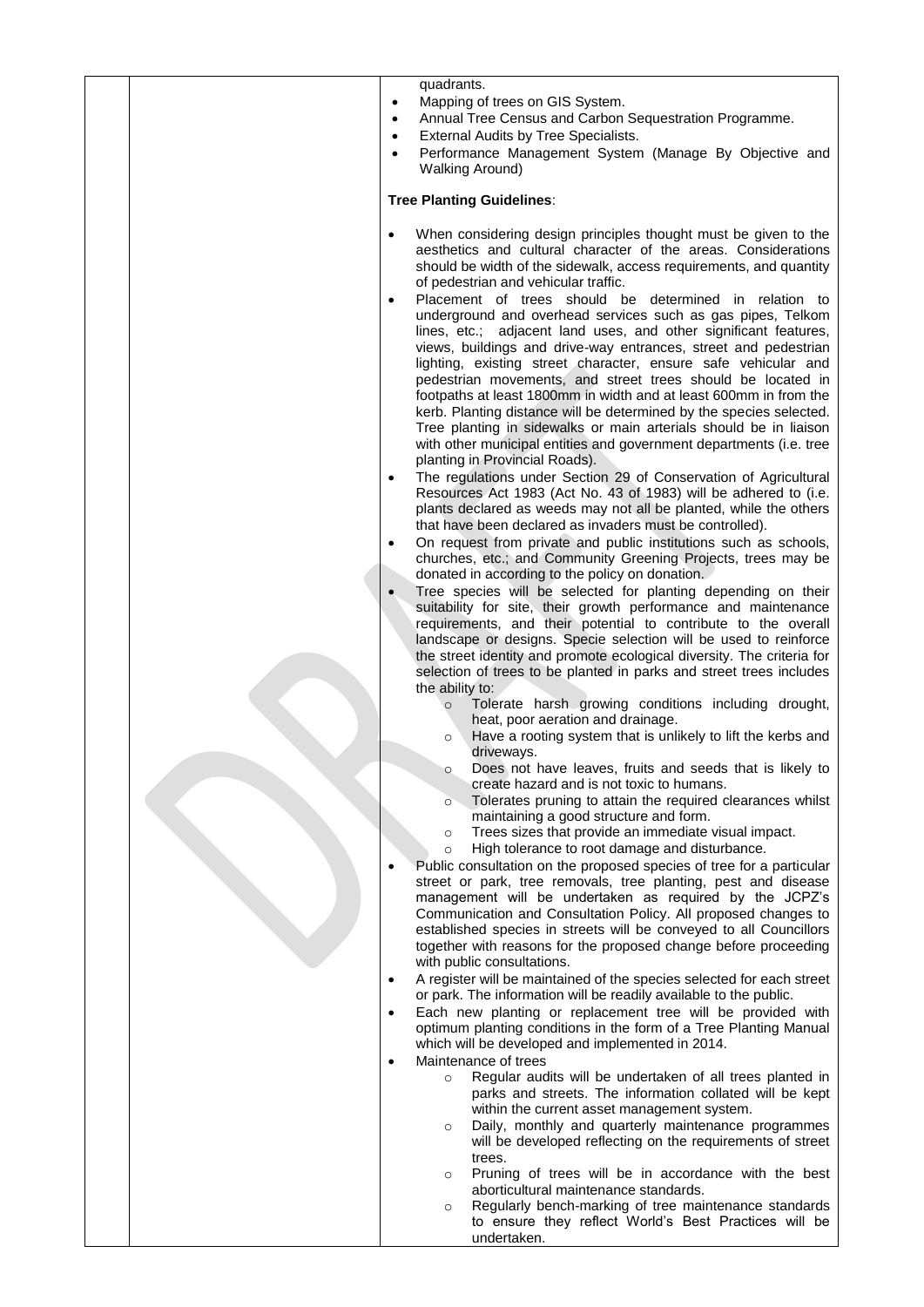quadrants.

- Mapping of trees on GIS System.
- Annual Tree Census and Carbon Sequestration Programme.
- External Audits by Tree Specialists.
- Performance Management System (Manage By Objective and Walking Around)

**Tree Planting Guidelines**:

- When considering design principles thought must be given to the aesthetics and cultural character of the areas. Considerations should be width of the sidewalk, access requirements, and quantity of pedestrian and vehicular traffic.
- Placement of trees should be determined in relation to underground and overhead services such as gas pipes, Telkom lines, etc.; adjacent land uses, and other significant features, views, buildings and drive-way entrances, street and pedestrian lighting, existing street character, ensure safe vehicular and pedestrian movements, and street trees should be located in footpaths at least 1800mm in width and at least 600mm in from the kerb. Planting distance will be determined by the species selected. Tree planting in sidewalks or main arterials should be in liaison with other municipal entities and government departments (i.e. tree planting in Provincial Roads).
- The regulations under Section 29 of Conservation of Agricultural Resources Act 1983 (Act No. 43 of 1983) will be adhered to (i.e. plants declared as weeds may not all be planted, while the others that have been declared as invaders must be controlled).
- On request from private and public institutions such as schools, churches, etc.; and Community Greening Projects, trees may be donated in according to the policy on donation.
- Tree species will be selected for planting depending on their suitability for site, their growth performance and maintenance requirements, and their potential to contribute to the overall landscape or designs. Specie selection will be used to reinforce the street identity and promote ecological diversity. The criteria for selection of trees to be planted in parks and street trees includes the ability to:
  - Tolerate harsh growing conditions including drought, heat, poor aeration and drainage.
  - Have a rooting system that is unlikely to lift the kerbs and driveways.
  - Does not have leaves, fruits and seeds that is likely to create hazard and is not toxic to humans.
  - Tolerates pruning to attain the required clearances whilst maintaining a good structure and form.
  - Trees sizes that provide an immediate visual impact.
  - High tolerance to root damage and disturbance.
- Public consultation on the proposed species of tree for a particular street or park, tree removals, tree planting, pest and disease management will be undertaken as required by the JCPZ's Communication and Consultation Policy. All proposed changes to established species in streets will be conveyed to all Councillors together with reasons for the proposed change before proceeding with public consultations.
- A register will be maintained of the species selected for each street or park. The information will be readily available to the public.
- Each new planting or replacement tree will be provided with optimum planting conditions in the form of a Tree Planting Manual which will be developed and implemented in 2014.
- Maintenance of trees
  - Regular audits will be undertaken of all trees planted in parks and streets. The information collated will be kept within the current asset management system.
  - Daily, monthly and quarterly maintenance programmes will be developed reflecting on the requirements of street trees.
  - Pruning of trees will be in accordance with the best aboricultural maintenance standards.
  - Regularly bench-marking of tree maintenance standards to ensure they reflect World's Best Practices will be undertaken.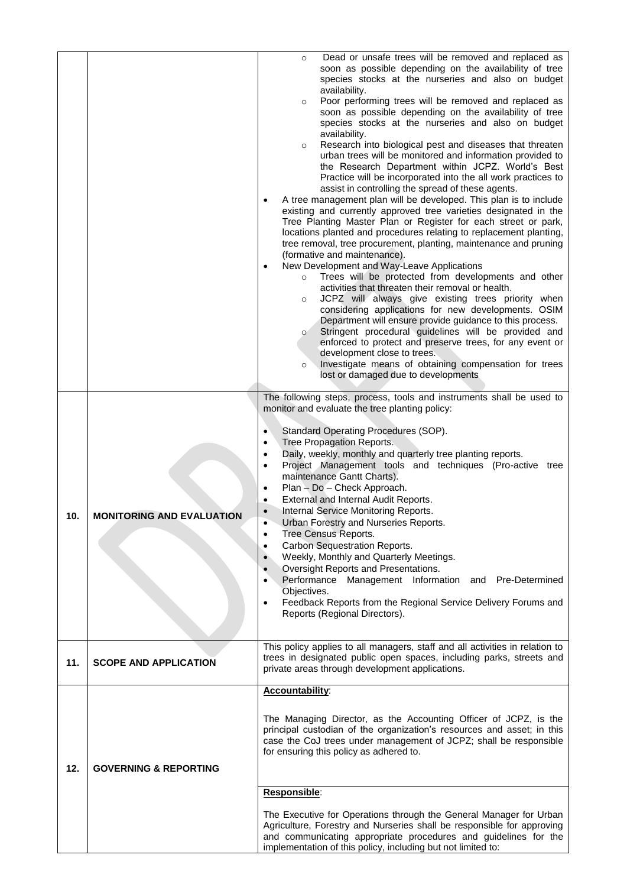| | | |
|---|---|---|
| | | o Dead or unsafe trees will be removed and replaced as soon as possible depending on the availability of tree species stocks at the nurseries and also on budget availability.<br>o Poor performing trees will be removed and replaced as soon as possible depending on the availability of tree species stocks at the nurseries and also on budget availability.<br>o Research into biological pest and diseases that threaten urban trees will be monitored and information provided to the Research Department within JCPZ. World's Best Practice will be incorporated into the all work practices to assist in controlling the spread of these agents.<br>• A tree management plan will be developed. This plan is to include existing and currently approved tree varieties designated in the Tree Planting Master Plan or Register for each street or park, locations planted and procedures relating to replacement planting, tree removal, tree procurement, planting, maintenance and pruning (formative and maintenance).<br>• New Development and Way-Leave Applications<br>o Trees will be protected from developments and other activities that threaten their removal or health.<br>o JCPZ will always give existing trees priority when considering applications for new developments. OSIM Department will ensure provide guidance to this process.<br>o Stringent procedural guidelines will be provided and enforced to protect and preserve trees, for any event or development close to trees.<br>o Investigate means of obtaining compensation for trees lost or damaged due to developments |
| **10.** | **MONITORING AND EVALUATION** | The following steps, process, tools and instruments shall be used to monitor and evaluate the tree planting policy:<br>• Standard Operating Procedures (SOP).<br>• Tree Propagation Reports.<br>• Daily, weekly, monthly and quarterly tree planting reports.<br>• Project Management tools and techniques (Pro-active tree maintenance Gantt Charts).<br>• Plan – Do – Check Approach.<br>• External and Internal Audit Reports.<br>• Internal Service Monitoring Reports.<br>• Urban Forestry and Nurseries Reports.<br>• Tree Census Reports.<br>• Carbon Sequestration Reports.<br>• Weekly, Monthly and Quarterly Meetings.<br>• Oversight Reports and Presentations.<br>• Performance Management Information and Pre-Determined Objectives.<br>• Feedback Reports from the Regional Service Delivery Forums and Reports (Regional Directors). |
| **11.** | **SCOPE AND APPLICATION** | This policy applies to all managers, staff and all activities in relation to trees in designated public open spaces, including parks, streets and private areas through development applications. |
| **12.** | **GOVERNING & REPORTING** | **Accountability**:<br>The Managing Director, as the Accounting Officer of JCPZ, is the principal custodian of the organization's resources and asset; in this case the CoJ trees under management of JCPZ; shall be responsible for ensuring this policy as adhered to.<br><br>**Responsible**:<br>The Executive for Operations through the General Manager for Urban Agriculture, Forestry and Nurseries shall be responsible for approving and communicating appropriate procedures and guidelines for the implementation of this policy, including but not limited to: |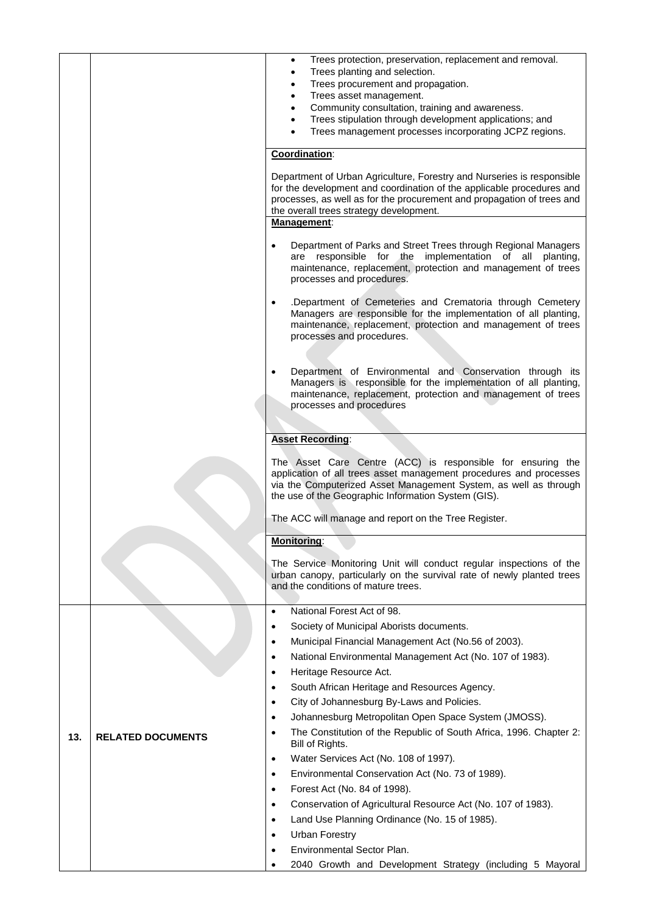| | | |
|---|---|---|
| | | • Trees protection, preservation, replacement and removal.<br>• Trees planting and selection.<br>• Trees procurement and propagation.<br>• Trees asset management.<br>• Community consultation, training and awareness.<br>• Trees stipulation through development applications; and<br>• Trees management processes incorporating JCPZ regions. |
| | | **Coordination**:<br><br>Department of Urban Agriculture, Forestry and Nurseries is responsible for the development and coordination of the applicable procedures and processes, as well as for the procurement and propagation of trees and the overall trees strategy development. |
| | | **Management**:<br><br>• Department of Parks and Street Trees through Regional Managers are responsible for the implementation of all planting, maintenance, replacement, protection and management of trees processes and procedures.<br><br>• .Department of Cemeteries and Crematoria through Cemetery Managers are responsible for the implementation of all planting, maintenance, replacement, protection and management of trees processes and procedures.<br><br>• Department of Environmental and Conservation through its Managers is responsible for the implementation of all planting, maintenance, replacement, protection and management of trees processes and procedures |
| | | **Asset Recording**:<br><br>The Asset Care Centre (ACC) is responsible for ensuring the application of all trees asset management procedures and processes via the Computerized Asset Management System, as well as through the use of the Geographic Information System (GIS).<br><br>The ACC will manage and report on the Tree Register. |
| | | **Monitoring**:<br><br>The Service Monitoring Unit will conduct regular inspections of the urban canopy, particularly on the survival rate of newly planted trees and the conditions of mature trees. |
| **13.** | **RELATED DOCUMENTS** | • National Forest Act of 98.<br>• Society of Municipal Aborists documents.<br>• Municipal Financial Management Act (No.56 of 2003).<br>• National Environmental Management Act (No. 107 of 1983).<br>• Heritage Resource Act.<br>• South African Heritage and Resources Agency.<br>• City of Johannesburg By-Laws and Policies.<br>• Johannesburg Metropolitan Open Space System (JMOSS).<br>• The Constitution of the Republic of South Africa, 1996. Chapter 2: Bill of Rights.<br>• Water Services Act (No. 108 of 1997).<br>• Environmental Conservation Act (No. 73 of 1989).<br>• Forest Act (No. 84 of 1998).<br>• Conservation of Agricultural Resource Act (No. 107 of 1983).<br>• Land Use Planning Ordinance (No. 15 of 1985).<br>• Urban Forestry<br>• Environmental Sector Plan.<br>• 2040 Growth and Development Strategy (including 5 Mayoral |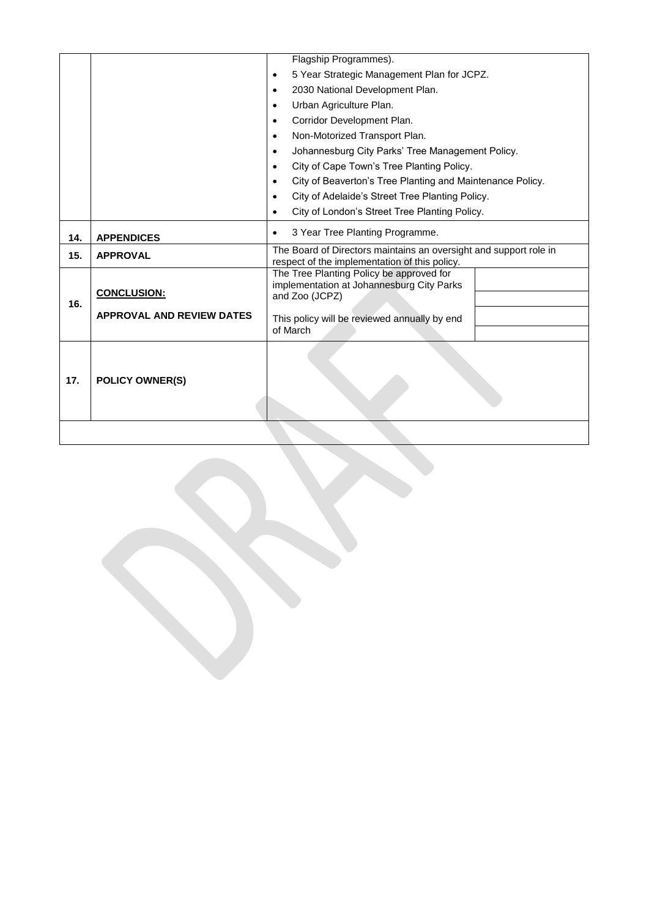| | | |
|---|---|---|
| | | Flagship Programmes).<br>• 5 Year Strategic Management Plan for JCPZ.<br>• 2030 National Development Plan.<br>• Urban Agriculture Plan.<br>• Corridor Development Plan.<br>• Non-Motorized Transport Plan.<br>• Johannesburg City Parks' Tree Management Policy.<br>• City of Cape Town's Tree Planting Policy.<br>• City of Beaverton's Tree Planting and Maintenance Policy.<br>• City of Adelaide's Street Tree Planting Policy.<br>• City of London's Street Tree Planting Policy. |
| **14.** | **APPENDICES** | • 3 Year Tree Planting Programme. |
| **15.** | **APPROVAL** | The Board of Directors maintains an oversight and support role in respect of the implementation of this policy. |
| **16.** | **CONCLUSION:**<br><br>**APPROVAL AND REVIEW DATES** | The Tree Planting Policy be approved for implementation at Johannesburg City Parks and Zoo (JCPZ)<br><br>This policy will be reviewed annually by end of March |
| **17.** | **POLICY OWNER(S)** | |